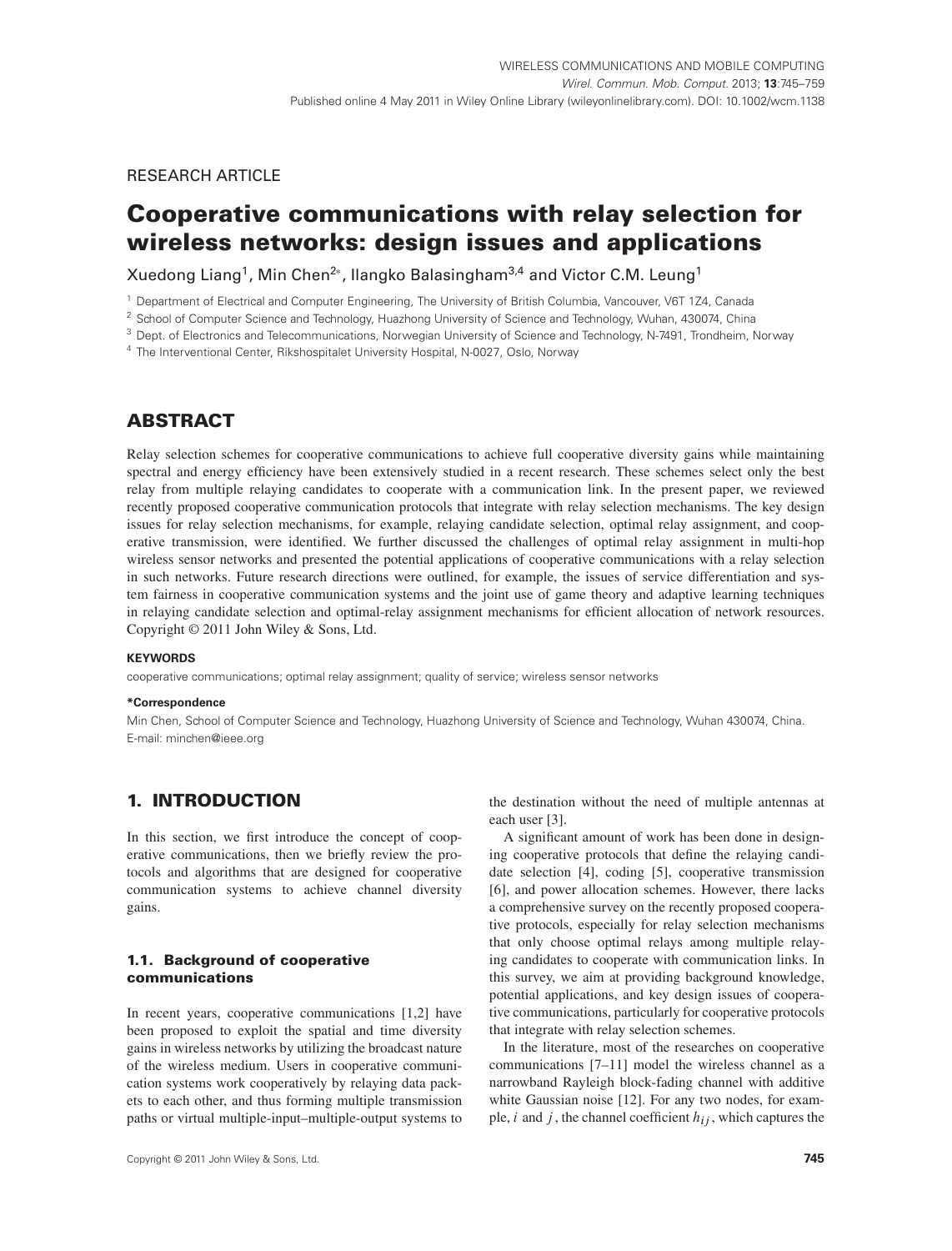RESEARCH ARTICLE

# Cooperative communications with relay selection for wireless networks: design issues and applications

Xuedong Liang[1], Min Chen[2]*, Ilangko Balasingham[3,4] and Victor C.M. Leung[1]

[1] Department of Electrical and Computer Engineering, The University of British Columbia, Vancouver, V6T 1Z4, Canada

[2] School of Computer Science and Technology, Huazhong University of Science and Technology, Wuhan, 430074, China

[3] Dept. of Electronics and Telecommunications, Norwegian University of Science and Technology, N-7491, Trondheim, Norway

[4] The Interventional Center, Rikshospitalet University Hospital, N-0027, Oslo, Norway

## ABSTRACT

Relay selection schemes for cooperative communications to achieve full cooperative diversity gains while maintaining spectral and energy efficiency have been extensively studied in a recent research. These schemes select only the best relay from multiple relaying candidates to cooperate with a communication link. In the present paper, we reviewed recently proposed cooperative communication protocols that integrate with relay selection mechanisms. The key design issues for relay selection mechanisms, for example, relaying candidate selection, optimal relay assignment, and cooperative transmission, were identified. We further discussed the challenges of optimal relay assignment in multi-hop wireless sensor networks and presented the potential applications of cooperative communications with a relay selection in such networks. Future research directions were outlined, for example, the issues of service differentiation and system fairness in cooperative communication systems and the joint use of game theory and adaptive learning techniques in relaying candidate selection and optimal-relay assignment mechanisms for efficient allocation of network resources. Copyright © 2011 John Wiley & Sons, Ltd.

**KEYWORDS**

cooperative communications; optimal relay assignment; quality of service; wireless sensor networks

**\*Correspondence**

Min Chen, School of Computer Science and Technology, Huazhong University of Science and Technology, Wuhan 430074, China.
E-mail: minchen@ieee.org

## 1. INTRODUCTION

In this section, we first introduce the concept of cooperative communications, then we briefly review the protocols and algorithms that are designed for cooperative communication systems to achieve channel diversity gains.

### 1.1. Background of cooperative communications

In recent years, cooperative communications [1,2] have been proposed to exploit the spatial and time diversity gains in wireless networks by utilizing the broadcast nature of the wireless medium. Users in cooperative communication systems work cooperatively by relaying data packets to each other, and thus forming multiple transmission paths or virtual multiple-input–multiple-output systems to the destination without the need of multiple antennas at each user [3].

A significant amount of work has been done in designing cooperative protocols that define the relaying candidate selection [4], coding [5], cooperative transmission [6], and power allocation schemes. However, there lacks a comprehensive survey on the recently proposed cooperative protocols, especially for relay selection mechanisms that only choose optimal relays among multiple relaying candidates to cooperate with communication links. In this survey, we aim at providing background knowledge, potential applications, and key design issues of cooperative communications, particularly for cooperative protocols that integrate with relay selection schemes.

In the literature, most of the researches on cooperative communications [7–11] model the wireless channel as a narrowband Rayleigh block-fading channel with additive white Gaussian noise [12]. For any two nodes, for example, $i$ and $j$, the channel coefficient $h_{ij}$, which captures the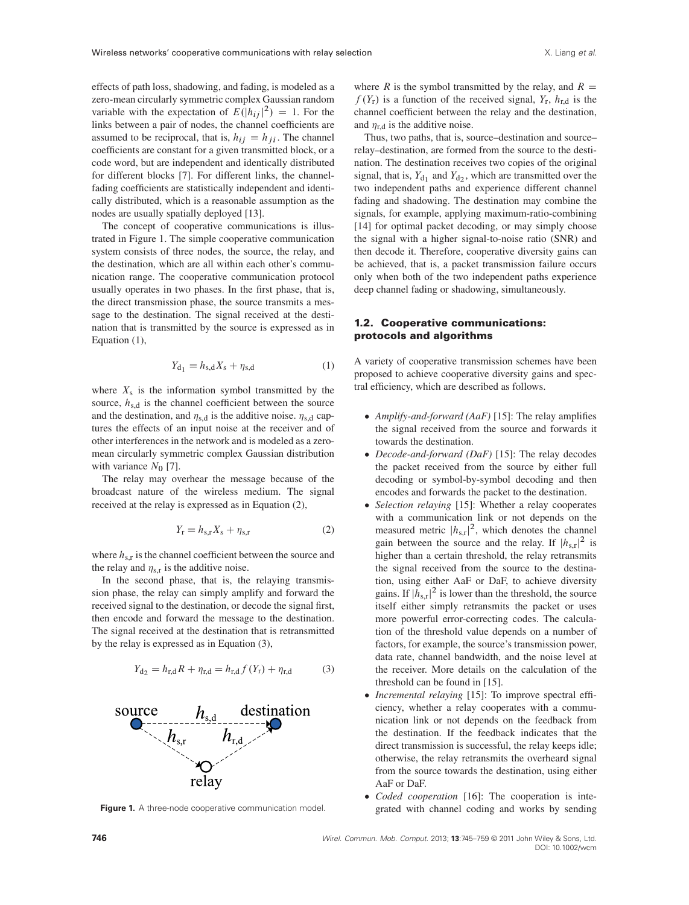effects of path loss, shadowing, and fading, is modeled as a zero-mean circularly symmetric complex Gaussian random variable with the expectation of $E(|h_{ij}|^2) = 1$. For the links between a pair of nodes, the channel coefficients are assumed to be reciprocal, that is, $h_{ij} = h_{ji}$. The channel coefficients are constant for a given transmitted block, or a code word, but are independent and identically distributed for different blocks [7]. For different links, the channel-fading coefficients are statistically independent and identically distributed, which is a reasonable assumption as the nodes are usually spatially deployed [13].

The concept of cooperative communications is illustrated in Figure 1. The simple cooperative communication system consists of three nodes, the source, the relay, and the destination, which are all within each other's communication range. The cooperative communication protocol usually operates in two phases. In the first phase, that is, the direct transmission phase, the source transmits a message to the destination. The signal received at the destination that is transmitted by the source is expressed as in Equation (1),

$$Y_{d_1} = h_{s,d} X_s + \eta_{s,d} \tag{1}$$

where $X_s$ is the information symbol transmitted by the source, $h_{s,d}$ is the channel coefficient between the source and the destination, and $\eta_{s,d}$ is the additive noise. $\eta_{s,d}$ captures the effects of an input noise at the receiver and of other interferences in the network and is modeled as a zero-mean circularly symmetric complex Gaussian distribution with variance $N_0$ [7].

The relay may overhear the message because of the broadcast nature of the wireless medium. The signal received at the relay is expressed as in Equation (2),

$$Y_r = h_{s,r} X_s + \eta_{s,r} \tag{2}$$

where $h_{s,r}$ is the channel coefficient between the source and the relay and $\eta_{s,r}$ is the additive noise.

In the second phase, that is, the relaying transmission phase, the relay can simply amplify and forward the received signal to the destination, or decode the signal first, then encode and forward the message to the destination. The signal received at the destination that is retransmitted by the relay is expressed as in Equation (3),

$$Y_{d_2} = h_{r,d} R + \eta_{r,d} = h_{r,d} f(Y_r) + \eta_{r,d} \tag{3}$$

**Figure 1.** A three-node cooperative communication model.

where $R$ is the symbol transmitted by the relay, and $R = f(Y_r)$ is a function of the received signal, $Y_r$, $h_{r,d}$ is the channel coefficient between the relay and the destination, and $\eta_{r,d}$ is the additive noise.

Thus, two paths, that is, source–destination and source–relay–destination, are formed from the source to the destination. The destination receives two copies of the original signal, that is, $Y_{d_1}$ and $Y_{d_2}$, which are transmitted over the two independent paths and experience different channel fading and shadowing. The destination may combine the signals, for example, applying maximum-ratio-combining [14] for optimal packet decoding, or may simply choose the signal with a higher signal-to-noise ratio (SNR) and then decode it. Therefore, cooperative diversity gains can be achieved, that is, a packet transmission failure occurs only when both of the two independent paths experience deep channel fading or shadowing, simultaneously.

### 1.2. Cooperative communications: protocols and algorithms

A variety of cooperative transmission schemes have been proposed to achieve cooperative diversity gains and spectral efficiency, which are described as follows.

- *Amplify-and-forward (AaF)* [15]: The relay amplifies the signal received from the source and forwards it towards the destination.
- *Decode-and-forward (DaF)* [15]: The relay decodes the packet received from the source by either full decoding or symbol-by-symbol decoding and then encodes and forwards the packet to the destination.
- *Selection relaying* [15]: Whether a relay cooperates with a communication link or not depends on the measured metric $|h_{s,r}|^2$, which denotes the channel gain between the source and the relay. If $|h_{s,r}|^2$ is higher than a certain threshold, the relay retransmits the signal received from the source to the destination, using either AaF or DaF, to achieve diversity gains. If $|h_{s,r}|^2$ is lower than the threshold, the source itself either simply retransmits the packet or uses more powerful error-correcting codes. The calculation of the threshold value depends on a number of factors, for example, the source's transmission power, data rate, channel bandwidth, and the noise level at the receiver. More details on the calculation of the threshold can be found in [15].
- *Incremental relaying* [15]: To improve spectral efficiency, whether a relay cooperates with a communication link or not depends on the feedback from the destination. If the feedback indicates that the direct transmission is successful, the relay keeps idle; otherwise, the relay retransmits the overheard signal from the source towards the destination, using either AaF or DaF.
- *Coded cooperation* [16]: The cooperation is integrated with channel coding and works by sending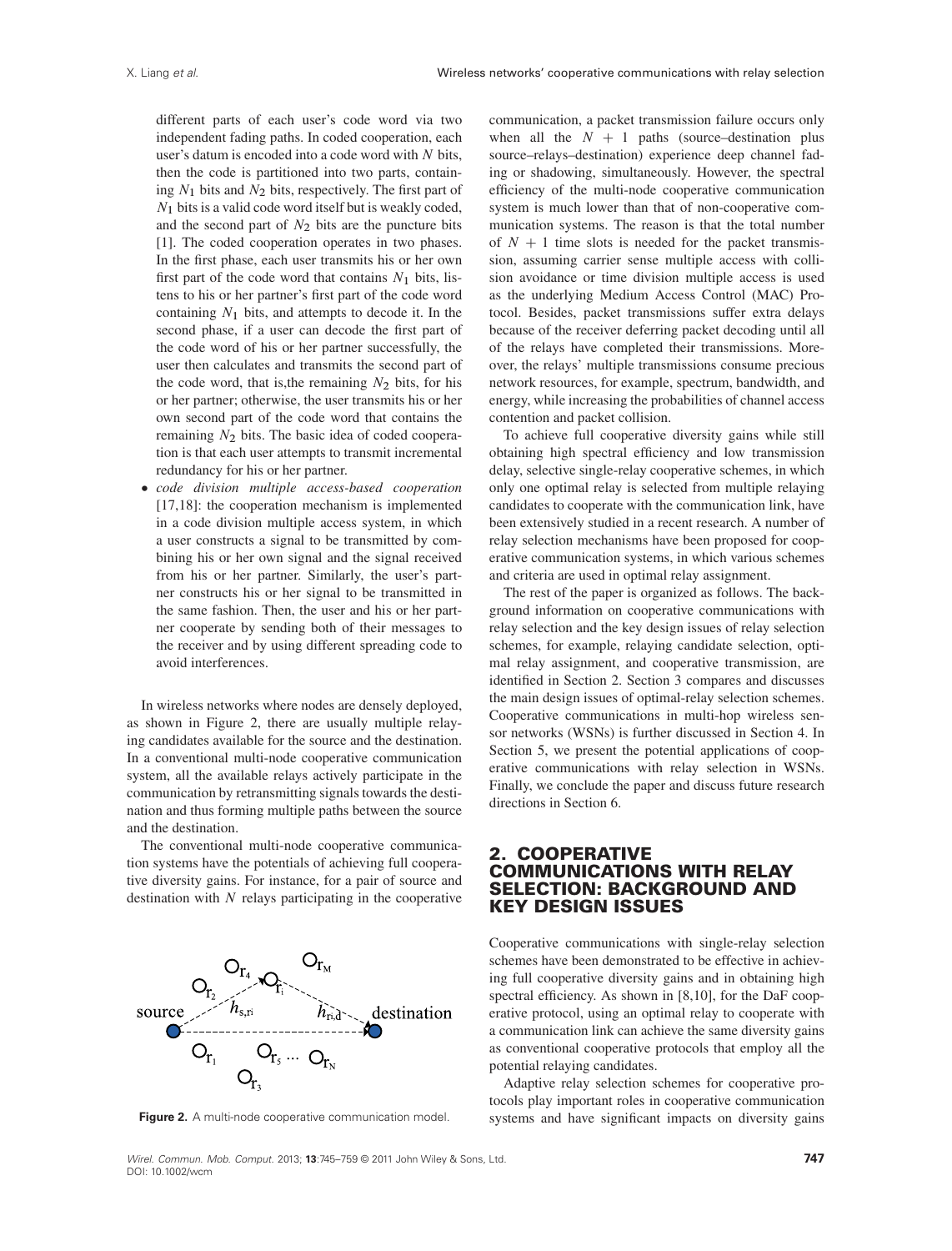different parts of each user's code word via two independent fading paths. In coded cooperation, each user's datum is encoded into a code word with $N$ bits, then the code is partitioned into two parts, containing $N_1$ bits and $N_2$ bits, respectively. The first part of $N_1$ bits is a valid code word itself but is weakly coded, and the second part of $N_2$ bits are the puncture bits [1]. The coded cooperation operates in two phases. In the first phase, each user transmits his or her own first part of the code word that contains $N_1$ bits, listens to his or her partner's first part of the code word containing $N_1$ bits, and attempts to decode it. In the second phase, if a user can decode the first part of the code word of his or her partner successfully, the user then calculates and transmits the second part of the code word, that is,the remaining $N_2$ bits, for his or her partner; otherwise, the user transmits his or her own second part of the code word that contains the remaining $N_2$ bits. The basic idea of coded cooperation is that each user attempts to transmit incremental redundancy for his or her partner.

- *code division multiple access-based cooperation* [17,18]: the cooperation mechanism is implemented in a code division multiple access system, in which a user constructs a signal to be transmitted by combining his or her own signal and the signal received from his or her partner. Similarly, the user's partner constructs his or her signal to be transmitted in the same fashion. Then, the user and his or her partner cooperate by sending both of their messages to the receiver and by using different spreading code to avoid interferences.

In wireless networks where nodes are densely deployed, as shown in Figure 2, there are usually multiple relaying candidates available for the source and the destination. In a conventional multi-node cooperative communication system, all the available relays actively participate in the communication by retransmitting signals towards the destination and thus forming multiple paths between the source and the destination.

The conventional multi-node cooperative communication systems have the potentials of achieving full cooperative diversity gains. For instance, for a pair of source and destination with $N$ relays participating in the cooperative communication, a packet transmission failure occurs only when all the $N + 1$ paths (source–destination plus source–relays–destination) experience deep channel fading or shadowing, simultaneously. However, the spectral efficiency of the multi-node cooperative communication system is much lower than that of non-cooperative communication systems. The reason is that the total number of $N + 1$ time slots is needed for the packet transmission, assuming carrier sense multiple access with collision avoidance or time division multiple access is used as the underlying Medium Access Control (MAC) Protocol. Besides, packet transmissions suffer extra delays because of the receiver deferring packet decoding until all of the relays have completed their transmissions. Moreover, the relays' multiple transmissions consume precious network resources, for example, spectrum, bandwidth, and energy, while increasing the probabilities of channel access contention and packet collision.

source
$h_{s,r_i}$
$h_{r_i,d}$
destination
$r_1$ $r_2$ $r_3$ $r_4$ $r_5$ ... $r_N$ $r_i$ $r_M$

**Figure 2.** A multi-node cooperative communication model.

To achieve full cooperative diversity gains while still obtaining high spectral efficiency and low transmission delay, selective single-relay cooperative schemes, in which only one optimal relay is selected from multiple relaying candidates to cooperate with the communication link, have been extensively studied in a recent research. A number of relay selection mechanisms have been proposed for cooperative communication systems, in which various schemes and criteria are used in optimal relay assignment.

The rest of the paper is organized as follows. The background information on cooperative communications with relay selection and the key design issues of relay selection schemes, for example, relaying candidate selection, optimal relay assignment, and cooperative transmission, are identified in Section 2. Section 3 compares and discusses the main design issues of optimal-relay selection schemes. Cooperative communications in multi-hop wireless sensor networks (WSNs) is further discussed in Section 4. In Section 5, we present the potential applications of cooperative communications with relay selection in WSNs. Finally, we conclude the paper and discuss future research directions in Section 6.

## 2. COOPERATIVE COMMUNICATIONS WITH RELAY SELECTION: BACKGROUND AND KEY DESIGN ISSUES

Cooperative communications with single-relay selection schemes have been demonstrated to be effective in achieving full cooperative diversity gains and in obtaining high spectral efficiency. As shown in [8,10], for the DaF cooperative protocol, using an optimal relay to cooperate with a communication link can achieve the same diversity gains as conventional cooperative protocols that employ all the potential relaying candidates.

Adaptive relay selection schemes for cooperative protocols play important roles in cooperative communication systems and have significant impacts on diversity gains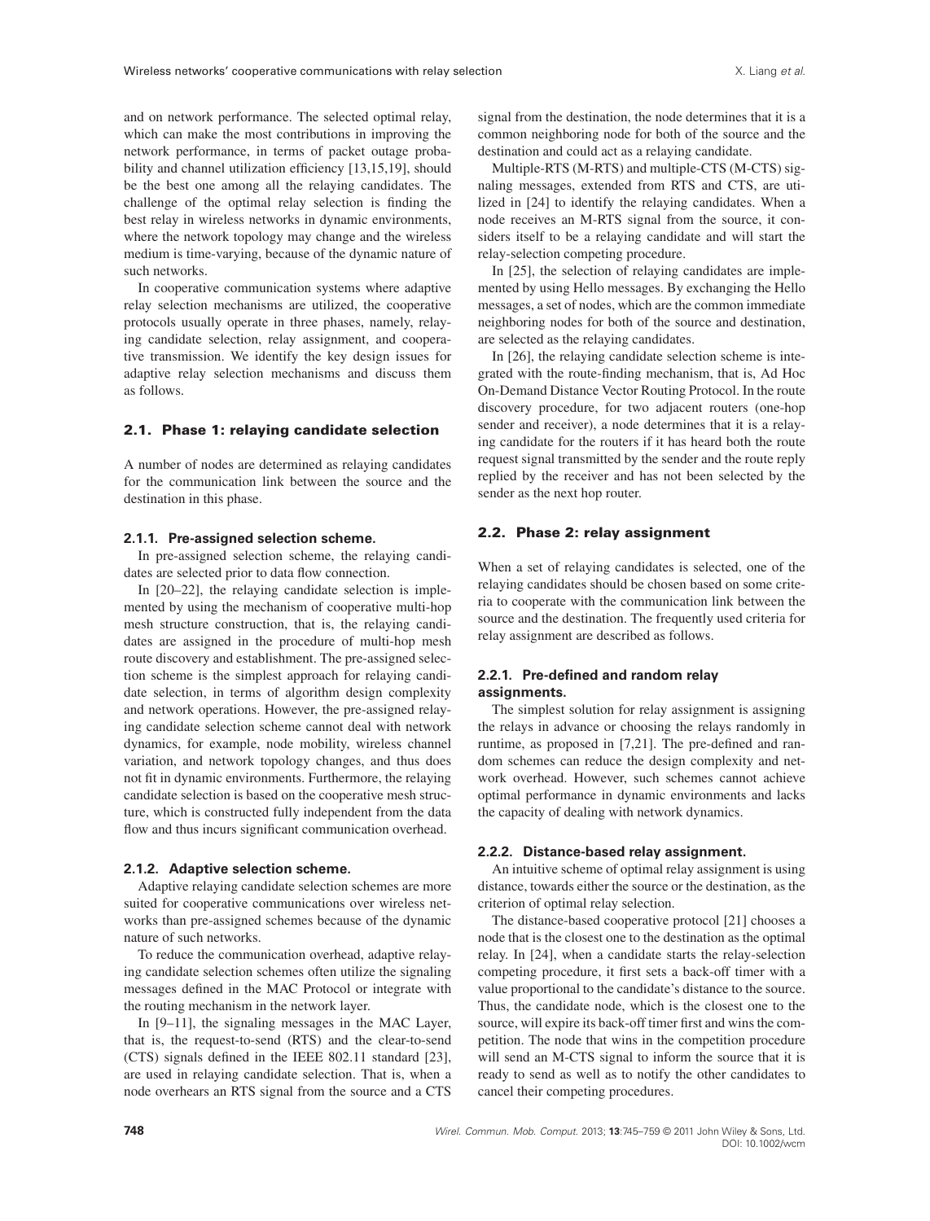and on network performance. The selected optimal relay, which can make the most contributions in improving the network performance, in terms of packet outage probability and channel utilization efficiency [13,15,19], should be the best one among all the relaying candidates. The challenge of the optimal relay selection is finding the best relay in wireless networks in dynamic environments, where the network topology may change and the wireless medium is time-varying, because of the dynamic nature of such networks.

In cooperative communication systems where adaptive relay selection mechanisms are utilized, the cooperative protocols usually operate in three phases, namely, relaying candidate selection, relay assignment, and cooperative transmission. We identify the key design issues for adaptive relay selection mechanisms and discuss them as follows.

## 2.1. Phase 1: relaying candidate selection

A number of nodes are determined as relaying candidates for the communication link between the source and the destination in this phase.

### 2.1.1. Pre-assigned selection scheme.

In pre-assigned selection scheme, the relaying candidates are selected prior to data flow connection.

In [20–22], the relaying candidate selection is implemented by using the mechanism of cooperative multi-hop mesh structure construction, that is, the relaying candidates are assigned in the procedure of multi-hop mesh route discovery and establishment. The pre-assigned selection scheme is the simplest approach for relaying candidate selection, in terms of algorithm design complexity and network operations. However, the pre-assigned relaying candidate selection scheme cannot deal with network dynamics, for example, node mobility, wireless channel variation, and network topology changes, and thus does not fit in dynamic environments. Furthermore, the relaying candidate selection is based on the cooperative mesh structure, which is constructed fully independent from the data flow and thus incurs significant communication overhead.

### 2.1.2. Adaptive selection scheme.

Adaptive relaying candidate selection schemes are more suited for cooperative communications over wireless networks than pre-assigned schemes because of the dynamic nature of such networks.

To reduce the communication overhead, adaptive relaying candidate selection schemes often utilize the signaling messages defined in the MAC Protocol or integrate with the routing mechanism in the network layer.

In [9–11], the signaling messages in the MAC Layer, that is, the request-to-send (RTS) and the clear-to-send (CTS) signals defined in the IEEE 802.11 standard [23], are used in relaying candidate selection. That is, when a node overhears an RTS signal from the source and a CTS signal from the destination, the node determines that it is a common neighboring node for both of the source and the destination and could act as a relaying candidate.

Multiple-RTS (M-RTS) and multiple-CTS (M-CTS) signaling messages, extended from RTS and CTS, are utilized in [24] to identify the relaying candidates. When a node receives an M-RTS signal from the source, it considers itself to be a relaying candidate and will start the relay-selection competing procedure.

In [25], the selection of relaying candidates are implemented by using Hello messages. By exchanging the Hello messages, a set of nodes, which are the common immediate neighboring nodes for both of the source and destination, are selected as the relaying candidates.

In [26], the relaying candidate selection scheme is integrated with the route-finding mechanism, that is, Ad Hoc On-Demand Distance Vector Routing Protocol. In the route discovery procedure, for two adjacent routers (one-hop sender and receiver), a node determines that it is a relaying candidate for the routers if it has heard both the route request signal transmitted by the sender and the route reply replied by the receiver and has not been selected by the sender as the next hop router.

## 2.2. Phase 2: relay assignment

When a set of relaying candidates is selected, one of the relaying candidates should be chosen based on some criteria to cooperate with the communication link between the source and the destination. The frequently used criteria for relay assignment are described as follows.

### 2.2.1. Pre-defined and random relay assignments.

The simplest solution for relay assignment is assigning the relays in advance or choosing the relays randomly in runtime, as proposed in [7,21]. The pre-defined and random schemes can reduce the design complexity and network overhead. However, such schemes cannot achieve optimal performance in dynamic environments and lacks the capacity of dealing with network dynamics.

### 2.2.2. Distance-based relay assignment.

An intuitive scheme of optimal relay assignment is using distance, towards either the source or the destination, as the criterion of optimal relay selection.

The distance-based cooperative protocol [21] chooses a node that is the closest one to the destination as the optimal relay. In [24], when a candidate starts the relay-selection competing procedure, it first sets a back-off timer with a value proportional to the candidate's distance to the source. Thus, the candidate node, which is the closest one to the source, will expire its back-off timer first and wins the competition. The node that wins in the competition procedure will send an M-CTS signal to inform the source that it is ready to send as well as to notify the other candidates to cancel their competing procedures.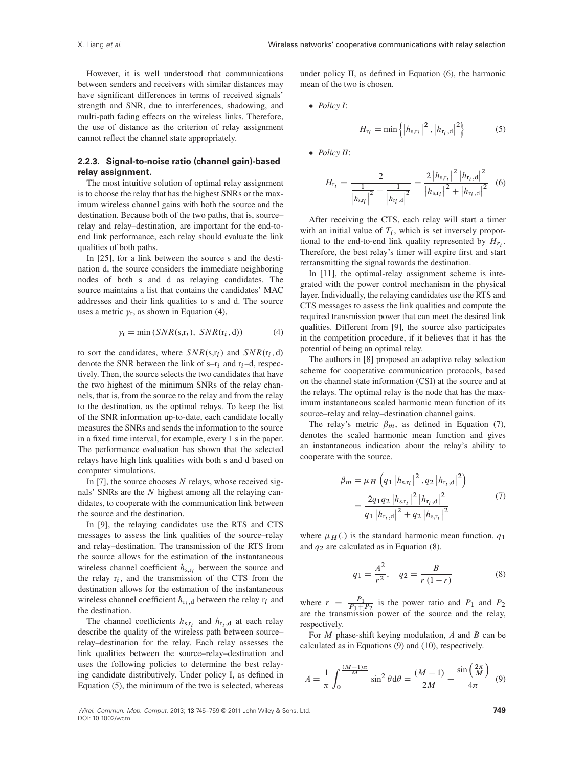However, it is well understood that communications between senders and receivers with similar distances may have significant differences in terms of received signals' strength and SNR, due to interferences, shadowing, and multi-path fading effects on the wireless links. Therefore, the use of distance as the criterion of relay assignment cannot reflect the channel state appropriately.

### 2.2.3. Signal-to-noise ratio (channel gain)-based relay assignment.

The most intuitive solution of optimal relay assignment is to choose the relay that has the highest SNRs or the maximum wireless channel gains with both the source and the destination. Because both of the two paths, that is, source–relay and relay–destination, are important for the end-to-end link performance, each relay should evaluate the link qualities of both paths.

In [25], for a link between the source s and the destination d, the source considers the immediate neighboring nodes of both s and d as relaying candidates. The source maintains a list that contains the candidates' MAC addresses and their link qualities to s and d. The source uses a metric $\gamma_r$, as shown in Equation (4),

$$\gamma_r = \min\left(SNR(s,r_i),\ SNR(r_i,d)\right) \tag{4}$$

to sort the candidates, where $SNR(s,r_i)$ and $SNR(r_i,d)$ denote the SNR between the link of s–$r_i$ and $r_i$–d, respectively. Then, the source selects the two candidates that have the two highest of the minimum SNRs of the relay channels, that is, from the source to the relay and from the relay to the destination, as the optimal relays. To keep the list of the SNR information up-to-date, each candidate locally measures the SNRs and sends the information to the source in a fixed time interval, for example, every 1 s in the paper. The performance evaluation has shown that the selected relays have high link qualities with both s and d based on computer simulations.

In [7], the source chooses $N$ relays, whose received signals' SNRs are the $N$ highest among all the relaying candidates, to cooperate with the communication link between the source and the destination.

In [9], the relaying candidates use the RTS and CTS messages to assess the link qualities of the source–relay and relay–destination. The transmission of the RTS from the source allows for the estimation of the instantaneous wireless channel coefficient $h_{s,r_i}$ between the source and the relay $r_i$, and the transmission of the CTS from the destination allows for the estimation of the instantaneous wireless channel coefficient $h_{r_i,d}$ between the relay $r_i$ and the destination.

The channel coefficients $h_{s,r_i}$ and $h_{r_i,d}$ at each relay describe the quality of the wireless path between source–relay–destination for the relay. Each relay assesses the link qualities between the source–relay–destination and uses the following policies to determine the best relaying candidate distributively. Under policy I, as defined in Equation (5), the minimum of the two is selected, whereas under policy II, as defined in Equation (6), the harmonic mean of the two is chosen.

- *Policy I*:

$$H_{r_i} = \min\left\{\left|h_{s,r_i}\right|^2, \left|h_{r_i,d}\right|^2\right\} \tag{5}$$

- *Policy II*:

$$H_{r_i} = \frac{2}{\frac{1}{\left|h_{s,r_i}\right|^2} + \frac{1}{\left|h_{r_i,d}\right|^2}} = \frac{2\left|h_{s,r_i}\right|^2\left|h_{r_i,d}\right|^2}{\left|h_{s,r_i}\right|^2 + \left|h_{r_i,d}\right|^2} \tag{6}$$

After receiving the CTS, each relay will start a timer with an initial value of $T_i$, which is set inversely proportional to the end-to-end link quality represented by $H_{r_i}$. Therefore, the best relay's timer will expire first and start retransmitting the signal towards the destination.

In [11], the optimal-relay assignment scheme is integrated with the power control mechanism in the physical layer. Individually, the relaying candidates use the RTS and CTS messages to assess the link qualities and compute the required transmission power that can meet the desired link qualities. Different from [9], the source also participates in the competition procedure, if it believes that it has the potential of being an optimal relay.

The authors in [8] proposed an adaptive relay selection scheme for cooperative communication protocols, based on the channel state information (CSI) at the source and at the relays. The optimal relay is the node that has the maximum instantaneous scaled harmonic mean function of its source–relay and relay–destination channel gains.

The relay's metric $\beta_m$, as defined in Equation (7), denotes the scaled harmonic mean function and gives an instantaneous indication about the relay's ability to cooperate with the source.

$$\begin{aligned}\beta_m &= \mu_H\left(q_1\left|h_{s,r_i}\right|^2, q_2\left|h_{r_i,d}\right|^2\right) \\ &= \frac{2q_1q_2\left|h_{s,r_i}\right|^2\left|h_{r_i,d}\right|^2}{q_1\left|h_{r_i,d}\right|^2 + q_2\left|h_{s,r_i}\right|^2}\end{aligned} \tag{7}$$

where $\mu_H(.)$ is the standard harmonic mean function. $q_1$ and $q_2$ are calculated as in Equation (8).

$$q_1 = \frac{A^2}{r^2}, \quad q_2 = \frac{B}{r(1-r)} \tag{8}$$

where $r = \frac{P_1}{P_1+P_2}$ is the power ratio and $P_1$ and $P_2$ are the transmission power of the source and the relay, respectively.

For $M$ phase-shift keying modulation, $A$ and $B$ can be calculated as in Equations (9) and (10), respectively.

$$A = \frac{1}{\pi}\int_0^{\frac{(M-1)\pi}{M}} \sin^2\theta \, d\theta = \frac{(M-1)}{2M} + \frac{\sin\left(\frac{2\pi}{M}\right)}{4\pi} \tag{9}$$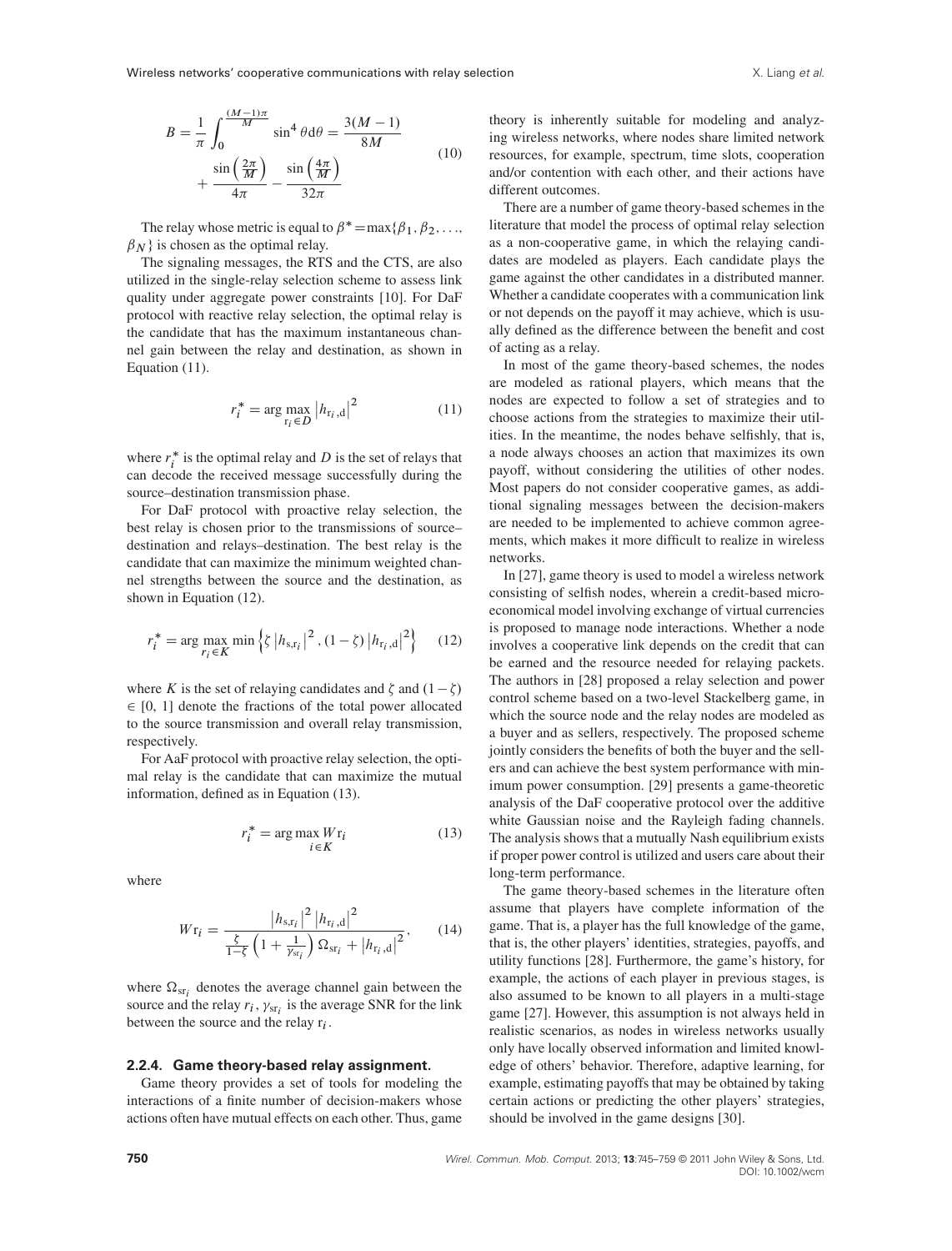$$B = \frac{1}{\pi}\int_0^{\frac{(M-1)\pi}{M}} \sin^4 \theta \mathrm{d}\theta = \frac{3(M-1)}{8M} + \frac{\sin\left(\frac{2\pi}{M}\right)}{4\pi} - \frac{\sin\left(\frac{4\pi}{M}\right)}{32\pi} \tag{10}$$

The relay whose metric is equal to $\beta^* = \max\{\beta_1, \beta_2, \ldots, \beta_N\}$ is chosen as the optimal relay.

The signaling messages, the RTS and the CTS, are also utilized in the single-relay selection scheme to assess link quality under aggregate power constraints [10]. For DaF protocol with reactive relay selection, the optimal relay is the candidate that has the maximum instantaneous channel gain between the relay and destination, as shown in Equation (11).

$$r_i^* = \arg\max_{r_i \in D} \left|h_{r_i,d}\right|^2 \tag{11}$$

where $r_i^*$ is the optimal relay and $D$ is the set of relays that can decode the received message successfully during the source–destination transmission phase.

For DaF protocol with proactive relay selection, the best relay is chosen prior to the transmissions of source–destination and relays–destination. The best relay is the candidate that can maximize the minimum weighted channel strengths between the source and the destination, as shown in Equation (12).

$$r_i^* = \arg\max_{r_i \in K} \min\left\{\zeta\left|h_{s,r_i}\right|^2, (1-\zeta)\left|h_{r_i,d}\right|^2\right\} \tag{12}$$

where $K$ is the set of relaying candidates and $\zeta$ and $(1-\zeta) \in [0, 1]$ denote the fractions of the total power allocated to the source transmission and overall relay transmission, respectively.

For AaF protocol with proactive relay selection, the optimal relay is the candidate that can maximize the mutual information, defined as in Equation (13).

$$r_i^* = \arg\max_{i \in K} W\mathrm{r}_i \tag{13}$$

where

$$W\mathrm{r}_i = \frac{\left|h_{s,r_i}\right|^2\left|h_{r_i,d}\right|^2}{\frac{\zeta}{1-\zeta}\left(1+\frac{1}{\gamma_{sr_i}}\right)\Omega_{sr_i} + \left|h_{r_i,d}\right|^2}, \tag{14}$$

where $\Omega_{sr_i}$ denotes the average channel gain between the source and the relay $r_i$, $\gamma_{sr_i}$ is the average SNR for the link between the source and the relay $\mathrm{r}_i$.

#### 2.2.4. Game theory-based relay assignment.

Game theory provides a set of tools for modeling the interactions of a finite number of decision-makers whose actions often have mutual effects on each other. Thus, game theory is inherently suitable for modeling and analyzing wireless networks, where nodes share limited network resources, for example, spectrum, time slots, cooperation and/or contention with each other, and their actions have different outcomes.

There are a number of game theory-based schemes in the literature that model the process of optimal relay selection as a non-cooperative game, in which the relaying candidates are modeled as players. Each candidate plays the game against the other candidates in a distributed manner. Whether a candidate cooperates with a communication link or not depends on the payoff it may achieve, which is usually defined as the difference between the benefit and cost of acting as a relay.

In most of the game theory-based schemes, the nodes are modeled as rational players, which means that the nodes are expected to follow a set of strategies and to choose actions from the strategies to maximize their utilities. In the meantime, the nodes behave selfishly, that is, a node always chooses an action that maximizes its own payoff, without considering the utilities of other nodes. Most papers do not consider cooperative games, as additional signaling messages between the decision-makers are needed to be implemented to achieve common agreements, which makes it more difficult to realize in wireless networks.

In [27], game theory is used to model a wireless network consisting of selfish nodes, wherein a credit-based microeconomical model involving exchange of virtual currencies is proposed to manage node interactions. Whether a node involves a cooperative link depends on the credit that can be earned and the resource needed for relaying packets. The authors in [28] proposed a relay selection and power control scheme based on a two-level Stackelberg game, in which the source node and the relay nodes are modeled as a buyer and as sellers, respectively. The proposed scheme jointly considers the benefits of both the buyer and the sellers and can achieve the best system performance with minimum power consumption. [29] presents a game-theoretic analysis of the DaF cooperative protocol over the additive white Gaussian noise and the Rayleigh fading channels. The analysis shows that a mutually Nash equilibrium exists if proper power control is utilized and users care about their long-term performance.

The game theory-based schemes in the literature often assume that players have complete information of the game. That is, a player has the full knowledge of the game, that is, the other players' identities, strategies, payoffs, and utility functions [28]. Furthermore, the game's history, for example, the actions of each player in previous stages, is also assumed to be known to all players in a multi-stage game [27]. However, this assumption is not always held in realistic scenarios, as nodes in wireless networks usually only have locally observed information and limited knowledge of others' behavior. Therefore, adaptive learning, for example, estimating payoffs that may be obtained by taking certain actions or predicting the other players' strategies, should be involved in the game designs [30].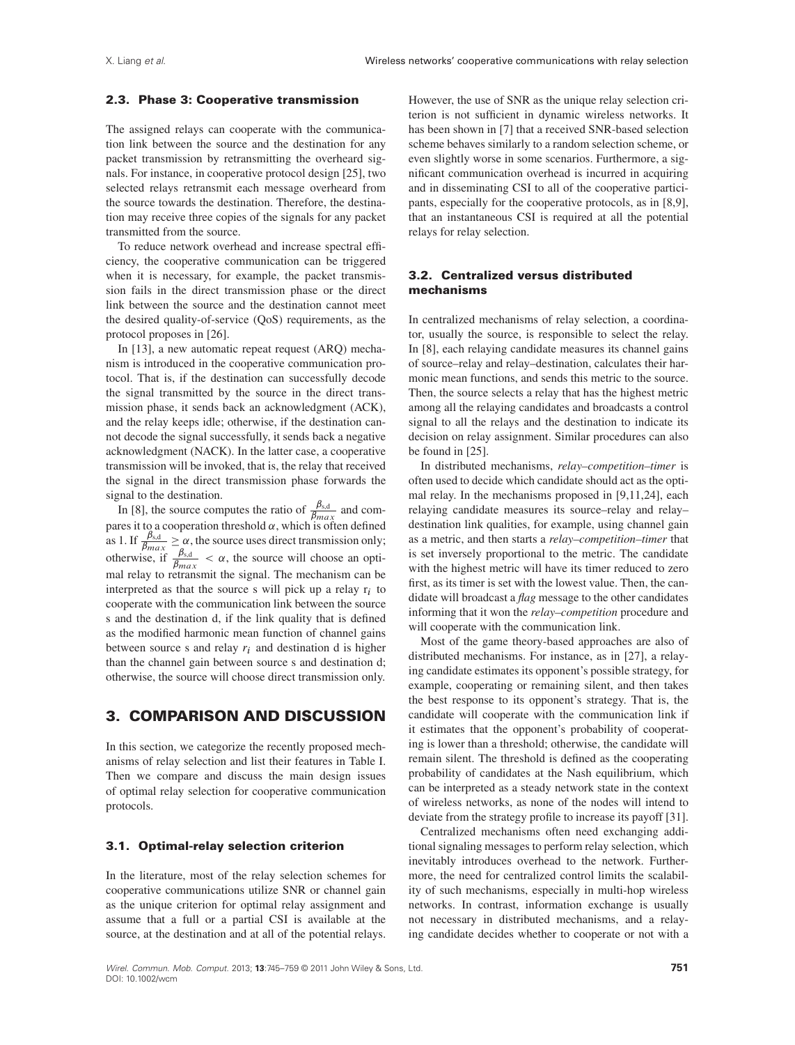### 2.3. Phase 3: Cooperative transmission

The assigned relays can cooperate with the communication link between the source and the destination for any packet transmission by retransmitting the overheard signals. For instance, in cooperative protocol design [25], two selected relays retransmit each message overheard from the source towards the destination. Therefore, the destination may receive three copies of the signals for any packet transmitted from the source.

To reduce network overhead and increase spectral efficiency, the cooperative communication can be triggered when it is necessary, for example, the packet transmission fails in the direct transmission phase or the direct link between the source and the destination cannot meet the desired quality-of-service (QoS) requirements, as the protocol proposes in [26].

In [13], a new automatic repeat request (ARQ) mechanism is introduced in the cooperative communication protocol. That is, if the destination can successfully decode the signal transmitted by the source in the direct transmission phase, it sends back an acknowledgment (ACK), and the relay keeps idle; otherwise, if the destination cannot decode the signal successfully, it sends back a negative acknowledgment (NACK). In the latter case, a cooperative transmission will be invoked, that is, the relay that received the signal in the direct transmission phase forwards the signal to the destination.

In [8], the source computes the ratio of $\frac{\beta_{s,d}}{\beta_{max}}$ and compares it to a cooperation threshold $\alpha$, which is often defined as 1. If $\frac{\beta_{s,d}}{\beta_{max}} \geq \alpha$, the source uses direct transmission only; otherwise, if $\frac{\beta_{s,d}}{\beta_{max}} < \alpha$, the source will choose an optimal relay to retransmit the signal. The mechanism can be interpreted as that the source s will pick up a relay $r_i$ to cooperate with the communication link between the source s and the destination d, if the link quality that is defined as the modified harmonic mean function of channel gains between source s and relay $r_i$ and destination d is higher than the channel gain between source s and destination d; otherwise, the source will choose direct transmission only.

## 3. COMPARISON AND DISCUSSION

In this section, we categorize the recently proposed mechanisms of relay selection and list their features in Table I. Then we compare and discuss the main design issues of optimal relay selection for cooperative communication protocols.

### 3.1. Optimal-relay selection criterion

In the literature, most of the relay selection schemes for cooperative communications utilize SNR or channel gain as the unique criterion for optimal relay assignment and assume that a full or a partial CSI is available at the source, at the destination and at all of the potential relays. However, the use of SNR as the unique relay selection criterion is not sufficient in dynamic wireless networks. It has been shown in [7] that a received SNR-based selection scheme behaves similarly to a random selection scheme, or even slightly worse in some scenarios. Furthermore, a significant communication overhead is incurred in acquiring and in disseminating CSI to all of the cooperative participants, especially for the cooperative protocols, as in [8,9], that an instantaneous CSI is required at all the potential relays for relay selection.

### 3.2. Centralized versus distributed mechanisms

In centralized mechanisms of relay selection, a coordinator, usually the source, is responsible to select the relay. In [8], each relaying candidate measures its channel gains of source–relay and relay–destination, calculates their harmonic mean functions, and sends this metric to the source. Then, the source selects a relay that has the highest metric among all the relaying candidates and broadcasts a control signal to all the relays and the destination to indicate its decision on relay assignment. Similar procedures can also be found in [25].

In distributed mechanisms, *relay–competition–timer* is often used to decide which candidate should act as the optimal relay. In the mechanisms proposed in [9,11,24], each relaying candidate measures its source–relay and relay–destination link qualities, for example, using channel gain as a metric, and then starts a *relay–competition–timer* that is set inversely proportional to the metric. The candidate with the highest metric will have its timer reduced to zero first, as its timer is set with the lowest value. Then, the candidate will broadcast a *flag* message to the other candidates informing that it won the *relay–competition* procedure and will cooperate with the communication link.

Most of the game theory-based approaches are also of distributed mechanisms. For instance, as in [27], a relaying candidate estimates its opponent's possible strategy, for example, cooperating or remaining silent, and then takes the best response to its opponent's strategy. That is, the candidate will cooperate with the communication link if it estimates that the opponent's probability of cooperating is lower than a threshold; otherwise, the candidate will remain silent. The threshold is defined as the cooperating probability of candidates at the Nash equilibrium, which can be interpreted as a steady network state in the context of wireless networks, as none of the nodes will intend to deviate from the strategy profile to increase its payoff [31].

Centralized mechanisms often need exchanging additional signaling messages to perform relay selection, which inevitably introduces overhead to the network. Furthermore, the need for centralized control limits the scalability of such mechanisms, especially in multi-hop wireless networks. In contrast, information exchange is usually not necessary in distributed mechanisms, and a relaying candidate decides whether to cooperate or not with a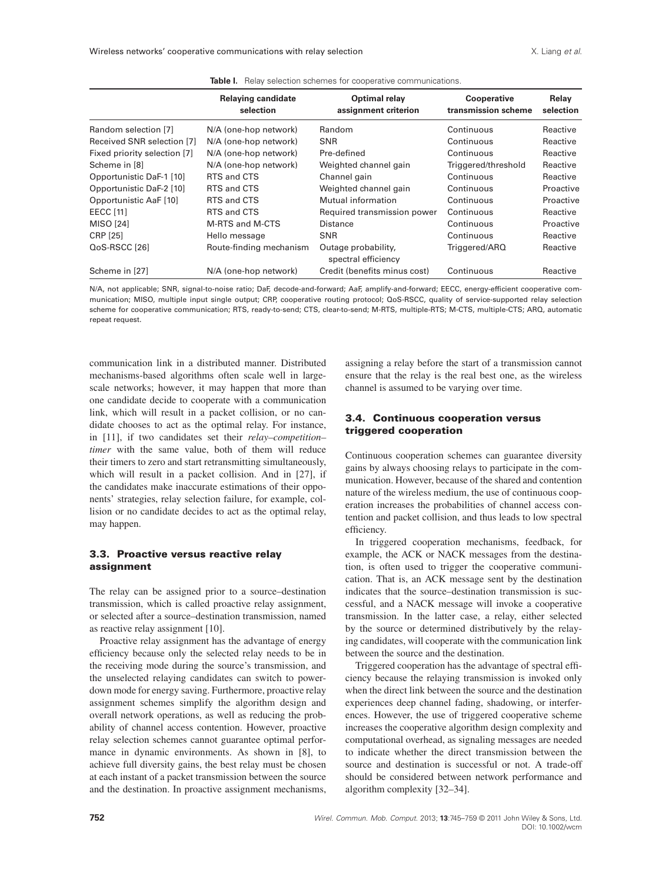**Table I.** Relay selection schemes for cooperative communications.

| | Relaying candidate selection | Optimal relay assignment criterion | Cooperative transmission scheme | Relay selection |
|---|---|---|---|---|
| Random selection [7] | N/A (one-hop network) | Random | Continuous | Reactive |
| Received SNR selection [7] | N/A (one-hop network) | SNR | Continuous | Reactive |
| Fixed priority selection [7] | N/A (one-hop network) | Pre-defined | Continuous | Reactive |
| Scheme in [8] | N/A (one-hop network) | Weighted channel gain | Triggered/threshold | Reactive |
| Opportunistic DaF-1 [10] | RTS and CTS | Channel gain | Continuous | Reactive |
| Opportunistic DaF-2 [10] | RTS and CTS | Weighted channel gain | Continuous | Proactive |
| Opportunistic AaF [10] | RTS and CTS | Mutual information | Continuous | Proactive |
| EECC [11] | RTS and CTS | Required transmission power | Continuous | Reactive |
| MISO [24] | M-RTS and M-CTS | Distance | Continuous | Proactive |
| CRP [25] | Hello message | SNR | Continuous | Reactive |
| QoS-RSCC [26] | Route-finding mechanism | Outage probability, spectral efficiency | Triggered/ARQ | Reactive |
| Scheme in [27] | N/A (one-hop network) | Credit (benefits minus cost) | Continuous | Reactive |

N/A, not applicable; SNR, signal-to-noise ratio; DaF, decode-and-forward; AaF, amplify-and-forward; EECC, energy-efficient cooperative communication; MISO, multiple input single output; CRP, cooperative routing protocol; QoS-RSCC, quality of service-supported relay selection scheme for cooperative communication; RTS, ready-to-send; CTS, clear-to-send; M-RTS, multiple-RTS; M-CTS, multiple-CTS; ARQ, automatic repeat request.

communication link in a distributed manner. Distributed mechanisms-based algorithms often scale well in large-scale networks; however, it may happen that more than one candidate decide to cooperate with a communication link, which will result in a packet collision, or no candidate chooses to act as the optimal relay. For instance, in [11], if two candidates set their *relay–competition–timer* with the same value, both of them will reduce their timers to zero and start retransmitting simultaneously, which will result in a packet collision. And in [27], if the candidates make inaccurate estimations of their opponents' strategies, relay selection failure, for example, collision or no candidate decides to act as the optimal relay, may happen.

### 3.3. Proactive versus reactive relay assignment

The relay can be assigned prior to a source–destination transmission, which is called proactive relay assignment, or selected after a source–destination transmission, named as reactive relay assignment [10].

Proactive relay assignment has the advantage of energy efficiency because only the selected relay needs to be in the receiving mode during the source's transmission, and the unselected relaying candidates can switch to power-down mode for energy saving. Furthermore, proactive relay assignment schemes simplify the algorithm design and overall network operations, as well as reducing the probability of channel access contention. However, proactive relay selection schemes cannot guarantee optimal performance in dynamic environments. As shown in [8], to achieve full diversity gains, the best relay must be chosen at each instant of a packet transmission between the source and the destination. In proactive assignment mechanisms, assigning a relay before the start of a transmission cannot ensure that the relay is the real best one, as the wireless channel is assumed to be varying over time.

### 3.4. Continuous cooperation versus triggered cooperation

Continuous cooperation schemes can guarantee diversity gains by always choosing relays to participate in the communication. However, because of the shared and contention nature of the wireless medium, the use of continuous cooperation increases the probabilities of channel access contention and packet collision, and thus leads to low spectral efficiency.

In triggered cooperation mechanisms, feedback, for example, the ACK or NACK messages from the destination, is often used to trigger the cooperative communication. That is, an ACK message sent by the destination indicates that the source–destination transmission is successful, and a NACK message will invoke a cooperative transmission. In the latter case, a relay, either selected by the source or determined distributively by the relaying candidates, will cooperate with the communication link between the source and the destination.

Triggered cooperation has the advantage of spectral efficiency because the relaying transmission is invoked only when the direct link between the source and the destination experiences deep channel fading, shadowing, or interferences. However, the use of triggered cooperative scheme increases the cooperative algorithm design complexity and computational overhead, as signaling messages are needed to indicate whether the direct transmission between the source and destination is successful or not. A trade-off should be considered between network performance and algorithm complexity [32–34].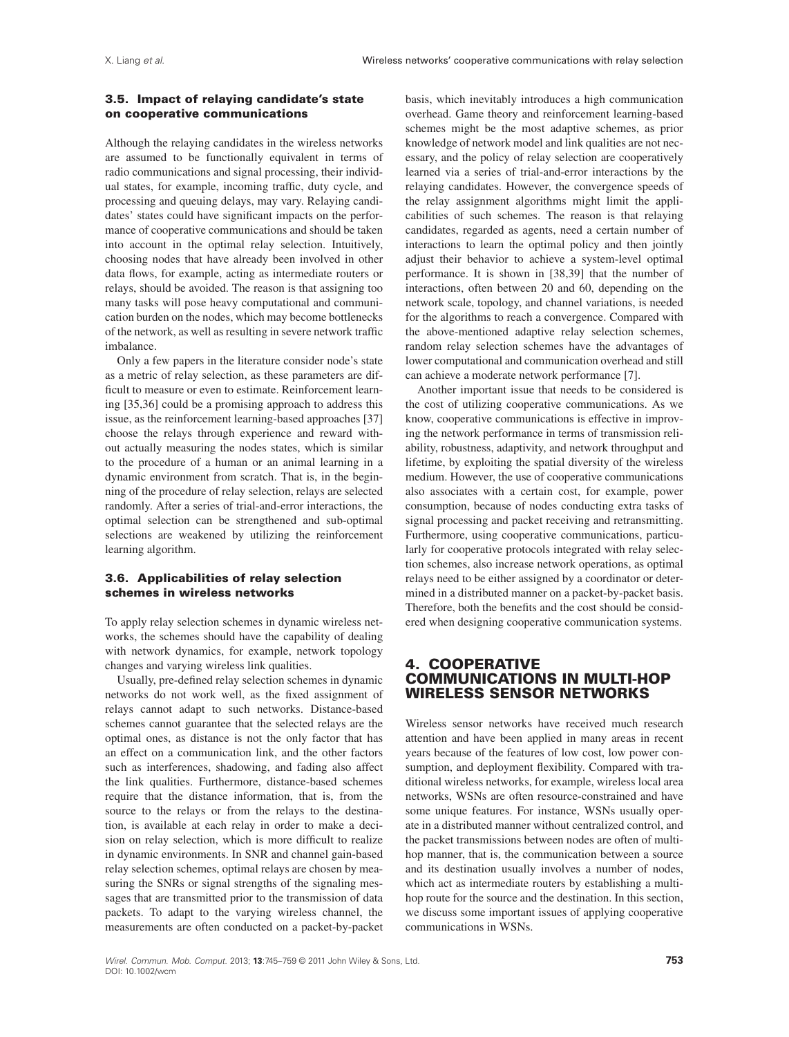### 3.5. Impact of relaying candidate's state on cooperative communications

Although the relaying candidates in the wireless networks are assumed to be functionally equivalent in terms of radio communications and signal processing, their individual states, for example, incoming traffic, duty cycle, and processing and queuing delays, may vary. Relaying candidates' states could have significant impacts on the performance of cooperative communications and should be taken into account in the optimal relay selection. Intuitively, choosing nodes that have already been involved in other data flows, for example, acting as intermediate routers or relays, should be avoided. The reason is that assigning too many tasks will pose heavy computational and communication burden on the nodes, which may become bottlenecks of the network, as well as resulting in severe network traffic imbalance.

Only a few papers in the literature consider node's state as a metric of relay selection, as these parameters are difficult to measure or even to estimate. Reinforcement learning [35,36] could be a promising approach to address this issue, as the reinforcement learning-based approaches [37] choose the relays through experience and reward without actually measuring the nodes states, which is similar to the procedure of a human or an animal learning in a dynamic environment from scratch. That is, in the beginning of the procedure of relay selection, relays are selected randomly. After a series of trial-and-error interactions, the optimal selection can be strengthened and sub-optimal selections are weakened by utilizing the reinforcement learning algorithm.

### 3.6. Applicabilities of relay selection schemes in wireless networks

To apply relay selection schemes in dynamic wireless networks, the schemes should have the capability of dealing with network dynamics, for example, network topology changes and varying wireless link qualities.

Usually, pre-defined relay selection schemes in dynamic networks do not work well, as the fixed assignment of relays cannot adapt to such networks. Distance-based schemes cannot guarantee that the selected relays are the optimal ones, as distance is not the only factor that has an effect on a communication link, and the other factors such as interferences, shadowing, and fading also affect the link qualities. Furthermore, distance-based schemes require that the distance information, that is, from the source to the relays or from the relays to the destination, is available at each relay in order to make a decision on relay selection, which is more difficult to realize in dynamic environments. In SNR and channel gain-based relay selection schemes, optimal relays are chosen by measuring the SNRs or signal strengths of the signaling messages that are transmitted prior to the transmission of data packets. To adapt to the varying wireless channel, the measurements are often conducted on a packet-by-packet basis, which inevitably introduces a high communication overhead. Game theory and reinforcement learning-based schemes might be the most adaptive schemes, as prior knowledge of network model and link qualities are not necessary, and the policy of relay selection are cooperatively learned via a series of trial-and-error interactions by the relaying candidates. However, the convergence speeds of the relay assignment algorithms might limit the applicabilities of such schemes. The reason is that relaying candidates, regarded as agents, need a certain number of interactions to learn the optimal policy and then jointly adjust their behavior to achieve a system-level optimal performance. It is shown in [38,39] that the number of interactions, often between 20 and 60, depending on the network scale, topology, and channel variations, is needed for the algorithms to reach a convergence. Compared with the above-mentioned adaptive relay selection schemes, random relay selection schemes have the advantages of lower computational and communication overhead and still can achieve a moderate network performance [7].

Another important issue that needs to be considered is the cost of utilizing cooperative communications. As we know, cooperative communications is effective in improving the network performance in terms of transmission reliability, robustness, adaptivity, and network throughput and lifetime, by exploiting the spatial diversity of the wireless medium. However, the use of cooperative communications also associates with a certain cost, for example, power consumption, because of nodes conducting extra tasks of signal processing and packet receiving and retransmitting. Furthermore, using cooperative communications, particularly for cooperative protocols integrated with relay selection schemes, also increase network operations, as optimal relays need to be either assigned by a coordinator or determined in a distributed manner on a packet-by-packet basis. Therefore, both the benefits and the cost should be considered when designing cooperative communication systems.

## 4. COOPERATIVE COMMUNICATIONS IN MULTI-HOP WIRELESS SENSOR NETWORKS

Wireless sensor networks have received much research attention and have been applied in many areas in recent years because of the features of low cost, low power consumption, and deployment flexibility. Compared with traditional wireless networks, for example, wireless local area networks, WSNs are often resource-constrained and have some unique features. For instance, WSNs usually operate in a distributed manner without centralized control, and the packet transmissions between nodes are often of multi-hop manner, that is, the communication between a source and its destination usually involves a number of nodes, which act as intermediate routers by establishing a multi-hop route for the source and the destination. In this section, we discuss some important issues of applying cooperative communications in WSNs.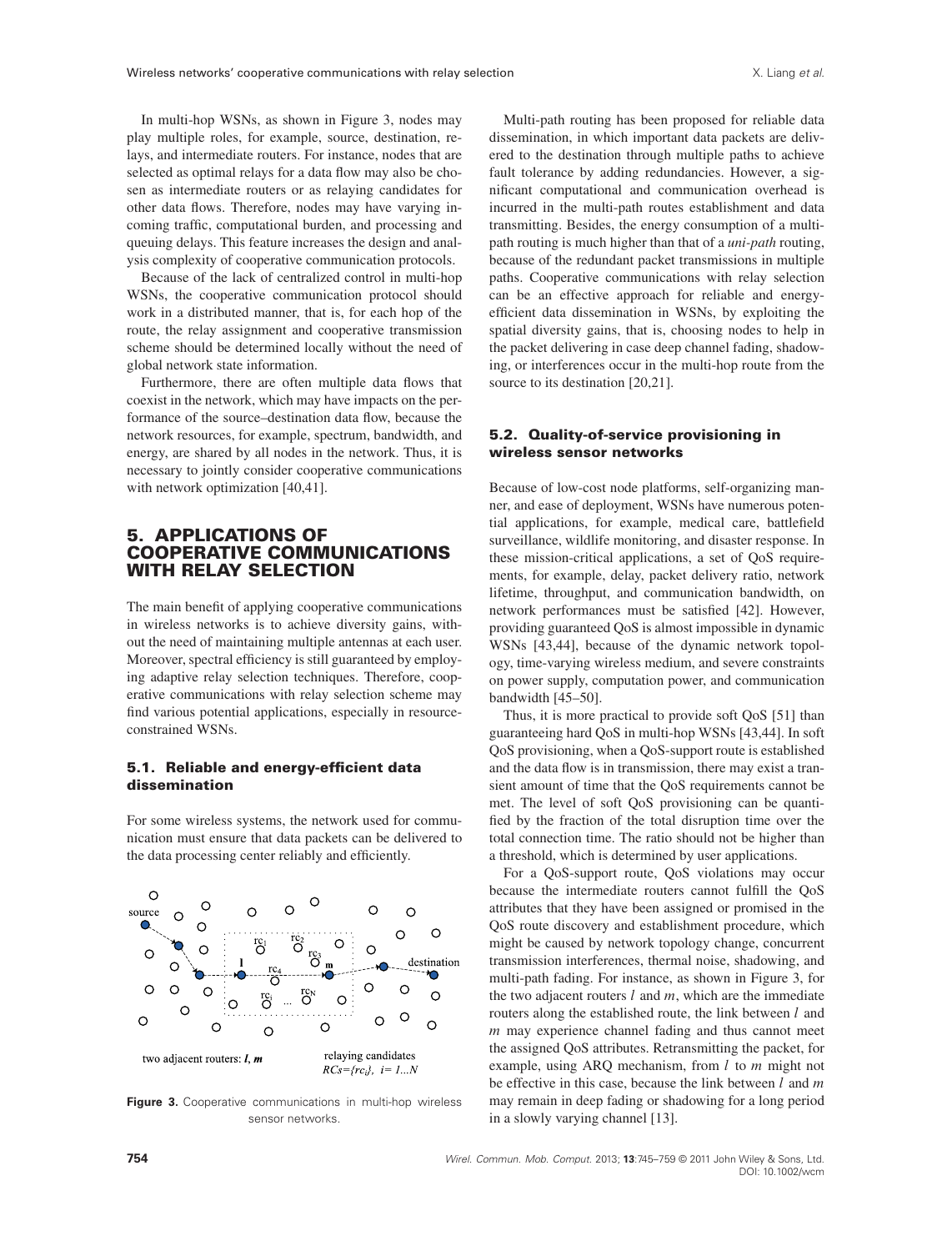In multi-hop WSNs, as shown in Figure 3, nodes may play multiple roles, for example, source, destination, relays, and intermediate routers. For instance, nodes that are selected as optimal relays for a data flow may also be chosen as intermediate routers or as relaying candidates for other data flows. Therefore, nodes may have varying incoming traffic, computational burden, and processing and queuing delays. This feature increases the design and analysis complexity of cooperative communication protocols.

Because of the lack of centralized control in multi-hop WSNs, the cooperative communication protocol should work in a distributed manner, that is, for each hop of the route, the relay assignment and cooperative transmission scheme should be determined locally without the need of global network state information.

Furthermore, there are often multiple data flows that coexist in the network, which may have impacts on the performance of the source–destination data flow, because the network resources, for example, spectrum, bandwidth, and energy, are shared by all nodes in the network. Thus, it is necessary to jointly consider cooperative communications with network optimization [40,41].

# 5. APPLICATIONS OF COOPERATIVE COMMUNICATIONS WITH RELAY SELECTION

The main benefit of applying cooperative communications in wireless networks is to achieve diversity gains, without the need of maintaining multiple antennas at each user. Moreover, spectral efficiency is still guaranteed by employing adaptive relay selection techniques. Therefore, cooperative communications with relay selection scheme may find various potential applications, especially in resource-constrained WSNs.

## 5.1. Reliable and energy-efficient data dissemination

For some wireless systems, the network used for communication must ensure that data packets can be delivered to the data processing center reliably and efficiently.

**Figure 3.** Cooperative communications in multi-hop wireless sensor networks.

Multi-path routing has been proposed for reliable data dissemination, in which important data packets are delivered to the destination through multiple paths to achieve fault tolerance by adding redundancies. However, a significant computational and communication overhead is incurred in the multi-path routes establishment and data transmitting. Besides, the energy consumption of a multi-path routing is much higher than that of a *uni-path* routing, because of the redundant packet transmissions in multiple paths. Cooperative communications with relay selection can be an effective approach for reliable and energy-efficient data dissemination in WSNs, by exploiting the spatial diversity gains, that is, choosing nodes to help in the packet delivering in case deep channel fading, shadowing, or interferences occur in the multi-hop route from the source to its destination [20,21].

## 5.2. Quality-of-service provisioning in wireless sensor networks

Because of low-cost node platforms, self-organizing manner, and ease of deployment, WSNs have numerous potential applications, for example, medical care, battlefield surveillance, wildlife monitoring, and disaster response. In these mission-critical applications, a set of QoS requirements, for example, delay, packet delivery ratio, network lifetime, throughput, and communication bandwidth, on network performances must be satisfied [42]. However, providing guaranteed QoS is almost impossible in dynamic WSNs [43,44], because of the dynamic network topology, time-varying wireless medium, and severe constraints on power supply, computation power, and communication bandwidth [45–50].

Thus, it is more practical to provide soft QoS [51] than guaranteeing hard QoS in multi-hop WSNs [43,44]. In soft QoS provisioning, when a QoS-support route is established and the data flow is in transmission, there may exist a transient amount of time that the QoS requirements cannot be met. The level of soft QoS provisioning can be quantified by the fraction of the total disruption time over the total connection time. The ratio should not be higher than a threshold, which is determined by user applications.

For a QoS-support route, QoS violations may occur because the intermediate routers cannot fulfill the QoS attributes that they have been assigned or promised in the QoS route discovery and establishment procedure, which might be caused by network topology change, concurrent transmission interferences, thermal noise, shadowing, and multi-path fading. For instance, as shown in Figure 3, for the two adjacent routers $l$ and $m$, which are the immediate routers along the established route, the link between $l$ and $m$ may experience channel fading and thus cannot meet the assigned QoS attributes. Retransmitting the packet, for example, using ARQ mechanism, from $l$ to $m$ might not be effective in this case, because the link between $l$ and $m$ may remain in deep fading or shadowing for a long period in a slowly varying channel [13].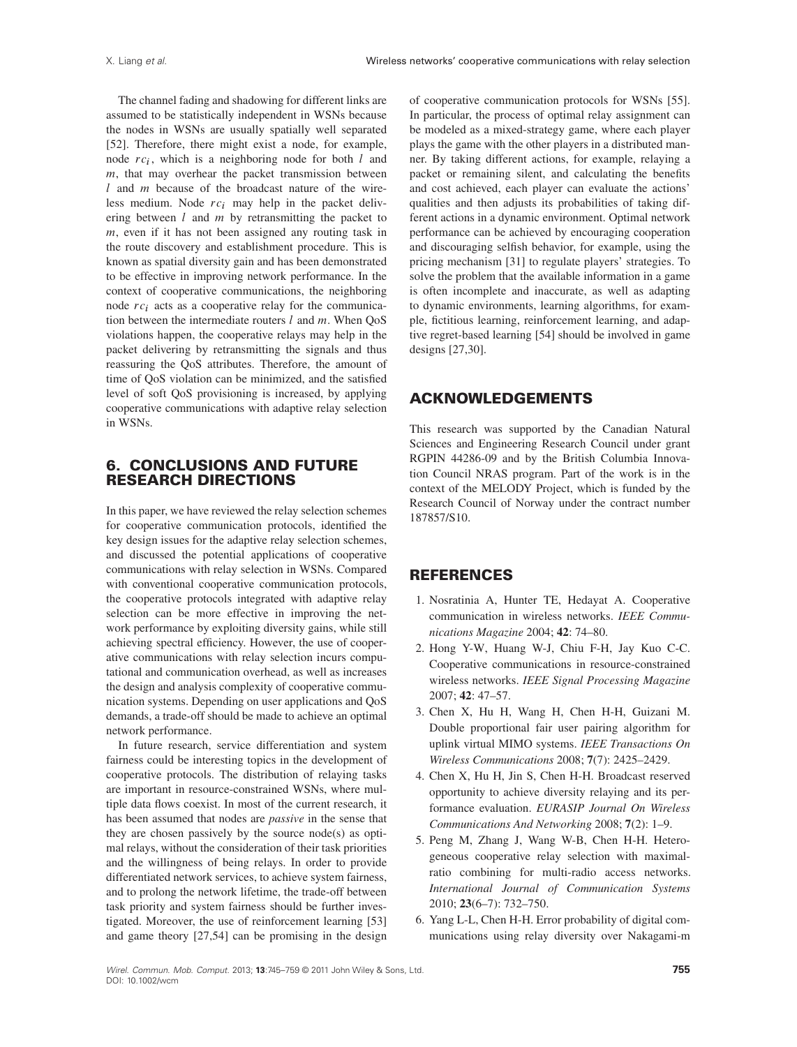The channel fading and shadowing for different links are assumed to be statistically independent in WSNs because the nodes in WSNs are usually spatially well separated [52]. Therefore, there might exist a node, for example, node $rc_i$, which is a neighboring node for both $l$ and $m$, that may overhear the packet transmission between $l$ and $m$ because of the broadcast nature of the wireless medium. Node $rc_i$ may help in the packet delivering between $l$ and $m$ by retransmitting the packet to $m$, even if it has not been assigned any routing task in the route discovery and establishment procedure. This is known as spatial diversity gain and has been demonstrated to be effective in improving network performance. In the context of cooperative communications, the neighboring node $rc_i$ acts as a cooperative relay for the communication between the intermediate routers $l$ and $m$. When QoS violations happen, the cooperative relays may help in the packet delivering by retransmitting the signals and thus reassuring the QoS attributes. Therefore, the amount of time of QoS violation can be minimized, and the satisfied level of soft QoS provisioning is increased, by applying cooperative communications with adaptive relay selection in WSNs.

## 6. CONCLUSIONS AND FUTURE RESEARCH DIRECTIONS

In this paper, we have reviewed the relay selection schemes for cooperative communication protocols, identified the key design issues for the adaptive relay selection schemes, and discussed the potential applications of cooperative communications with relay selection in WSNs. Compared with conventional cooperative communication protocols, the cooperative protocols integrated with adaptive relay selection can be more effective in improving the network performance by exploiting diversity gains, while still achieving spectral efficiency. However, the use of cooperative communications with relay selection incurs computational and communication overhead, as well as increases the design and analysis complexity of cooperative communication systems. Depending on user applications and QoS demands, a trade-off should be made to achieve an optimal network performance.

In future research, service differentiation and system fairness could be interesting topics in the development of cooperative protocols. The distribution of relaying tasks are important in resource-constrained WSNs, where multiple data flows coexist. In most of the current research, it has been assumed that nodes are *passive* in the sense that they are chosen passively by the source node(s) as optimal relays, without the consideration of their task priorities and the willingness of being relays. In order to provide differentiated network services, to achieve system fairness, and to prolong the network lifetime, the trade-off between task priority and system fairness should be further investigated. Moreover, the use of reinforcement learning [53] and game theory [27,54] can be promising in the design of cooperative communication protocols for WSNs [55]. In particular, the process of optimal relay assignment can be modeled as a mixed-strategy game, where each player plays the game with the other players in a distributed manner. By taking different actions, for example, relaying a packet or remaining silent, and calculating the benefits and cost achieved, each player can evaluate the actions' qualities and then adjusts its probabilities of taking different actions in a dynamic environment. Optimal network performance can be achieved by encouraging cooperation and discouraging selfish behavior, for example, using the pricing mechanism [31] to regulate players' strategies. To solve the problem that the available information in a game is often incomplete and inaccurate, as well as adapting to dynamic environments, learning algorithms, for example, fictitious learning, reinforcement learning, and adaptive regret-based learning [54] should be involved in game designs [27,30].

## ACKNOWLEDGEMENTS

This research was supported by the Canadian Natural Sciences and Engineering Research Council under grant RGPIN 44286-09 and by the British Columbia Innovation Council NRAS program. Part of the work is in the context of the MELODY Project, which is funded by the Research Council of Norway under the contract number 187857/S10.

## REFERENCES

1. Nosratinia A, Hunter TE, Hedayat A. Cooperative communication in wireless networks. *IEEE Communications Magazine* 2004; **42**: 74–80.
2. Hong Y-W, Huang W-J, Chiu F-H, Jay Kuo C-C. Cooperative communications in resource-constrained wireless networks. *IEEE Signal Processing Magazine* 2007; **42**: 47–57.
3. Chen X, Hu H, Wang H, Chen H-H, Guizani M. Double proportional fair user pairing algorithm for uplink virtual MIMO systems. *IEEE Transactions On Wireless Communications* 2008; **7**(7): 2425–2429.
4. Chen X, Hu H, Jin S, Chen H-H. Broadcast reserved opportunity to achieve diversity relaying and its performance evaluation. *EURASIP Journal On Wireless Communications And Networking* 2008; **7**(2): 1–9.
5. Peng M, Zhang J, Wang W-B, Chen H-H. Heterogeneous cooperative relay selection with maximal-ratio combining for multi-radio access networks. *International Journal of Communication Systems* 2010; **23**(6–7): 732–750.
6. Yang L-L, Chen H-H. Error probability of digital communications using relay diversity over Nakagami-m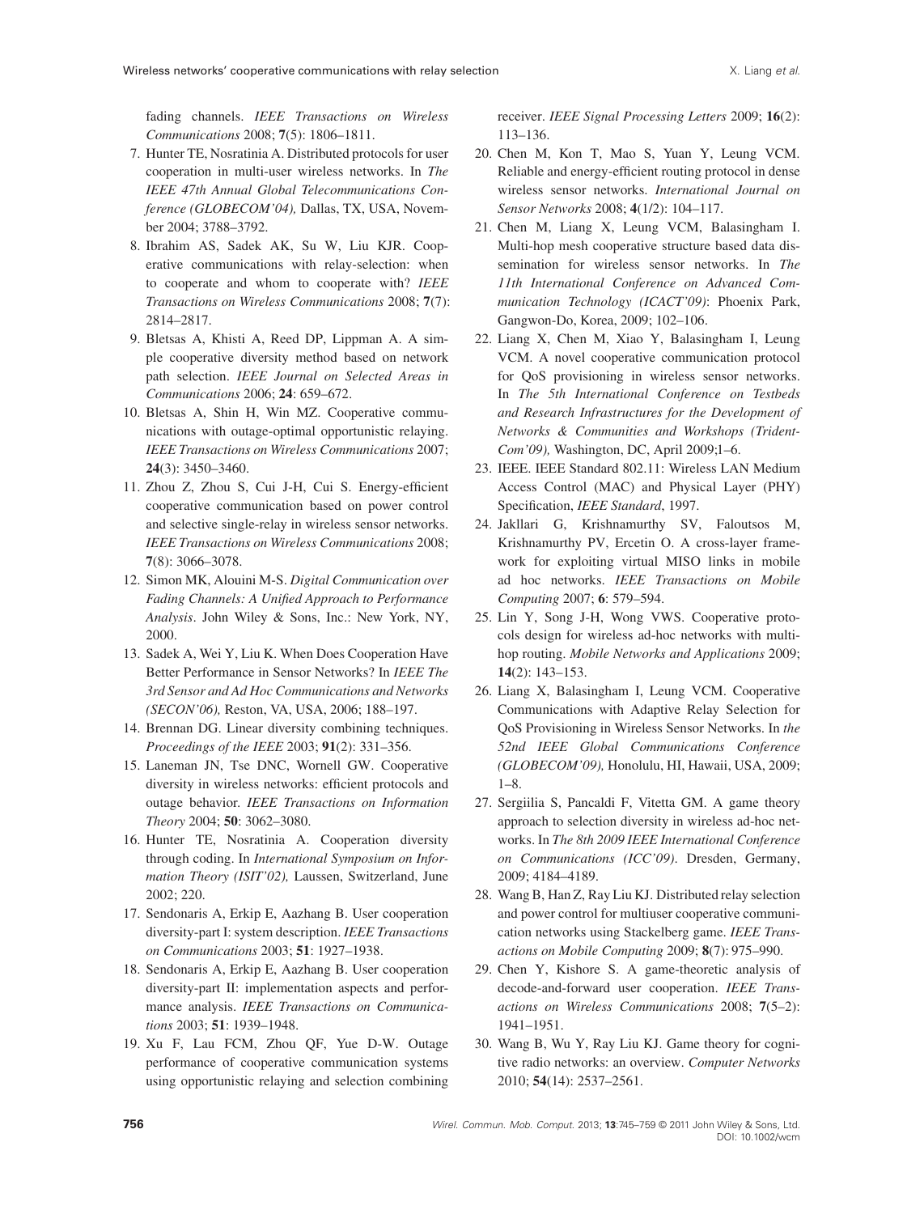fading channels. *IEEE Transactions on Wireless Communications* 2008; **7**(5): 1806–1811.

7. Hunter TE, Nosratinia A. Distributed protocols for user cooperation in multi-user wireless networks. In *The IEEE 47th Annual Global Telecommunications Conference (GLOBECOM'04),* Dallas, TX, USA, November 2004; 3788–3792.
8. Ibrahim AS, Sadek AK, Su W, Liu KJR. Cooperative communications with relay-selection: when to cooperate and whom to cooperate with? *IEEE Transactions on Wireless Communications* 2008; **7**(7): 2814–2817.
9. Bletsas A, Khisti A, Reed DP, Lippman A. A simple cooperative diversity method based on network path selection. *IEEE Journal on Selected Areas in Communications* 2006; **24**: 659–672.
10. Bletsas A, Shin H, Win MZ. Cooperative communications with outage-optimal opportunistic relaying. *IEEE Transactions on Wireless Communications* 2007; **24**(3): 3450–3460.
11. Zhou Z, Zhou S, Cui J-H, Cui S. Energy-efficient cooperative communication based on power control and selective single-relay in wireless sensor networks. *IEEE Transactions on Wireless Communications* 2008; **7**(8): 3066–3078.
12. Simon MK, Alouini M-S. *Digital Communication over Fading Channels: A Unified Approach to Performance Analysis*. John Wiley & Sons, Inc.: New York, NY, 2000.
13. Sadek A, Wei Y, Liu K. When Does Cooperation Have Better Performance in Sensor Networks? In *IEEE The 3rd Sensor and Ad Hoc Communications and Networks (SECON'06),* Reston, VA, USA, 2006; 188–197.
14. Brennan DG. Linear diversity combining techniques. *Proceedings of the IEEE* 2003; **91**(2): 331–356.
15. Laneman JN, Tse DNC, Wornell GW. Cooperative diversity in wireless networks: efficient protocols and outage behavior. *IEEE Transactions on Information Theory* 2004; **50**: 3062–3080.
16. Hunter TE, Nosratinia A. Cooperation diversity through coding. In *International Symposium on Information Theory (ISIT'02),* Laussen, Switzerland, June 2002; 220.
17. Sendonaris A, Erkip E, Aazhang B. User cooperation diversity-part I: system description. *IEEE Transactions on Communications* 2003; **51**: 1927–1938.
18. Sendonaris A, Erkip E, Aazhang B. User cooperation diversity-part II: implementation aspects and performance analysis. *IEEE Transactions on Communications* 2003; **51**: 1939–1948.
19. Xu F, Lau FCM, Zhou QF, Yue D-W. Outage performance of cooperative communication systems using opportunistic relaying and selection combining receiver. *IEEE Signal Processing Letters* 2009; **16**(2): 113–136.
20. Chen M, Kon T, Mao S, Yuan Y, Leung VCM. Reliable and energy-efficient routing protocol in dense wireless sensor networks. *International Journal on Sensor Networks* 2008; **4**(1/2): 104–117.
21. Chen M, Liang X, Leung VCM, Balasingham I. Multi-hop mesh cooperative structure based data dissemination for wireless sensor networks. In *The 11th International Conference on Advanced Communication Technology (ICACT'09)*: Phoenix Park, Gangwon-Do, Korea, 2009; 102–106.
22. Liang X, Chen M, Xiao Y, Balasingham I, Leung VCM. A novel cooperative communication protocol for QoS provisioning in wireless sensor networks. In *The 5th International Conference on Testbeds and Research Infrastructures for the Development of Networks & Communities and Workshops (TridentCom'09),* Washington, DC, April 2009;1–6.
23. IEEE. IEEE Standard 802.11: Wireless LAN Medium Access Control (MAC) and Physical Layer (PHY) Specification, *IEEE Standard*, 1997.
24. Jakllari G, Krishnamurthy SV, Faloutsos M, Krishnamurthy PV, Ercetin O. A cross-layer framework for exploiting virtual MISO links in mobile ad hoc networks. *IEEE Transactions on Mobile Computing* 2007; **6**: 579–594.
25. Lin Y, Song J-H, Wong VWS. Cooperative protocols design for wireless ad-hoc networks with multihop routing. *Mobile Networks and Applications* 2009; **14**(2): 143–153.
26. Liang X, Balasingham I, Leung VCM. Cooperative Communications with Adaptive Relay Selection for QoS Provisioning in Wireless Sensor Networks. In *the 52nd IEEE Global Communications Conference (GLOBECOM'09),* Honolulu, HI, Hawaii, USA, 2009; 1–8.
27. Sergiilia S, Pancaldi F, Vitetta GM. A game theory approach to selection diversity in wireless ad-hoc networks. In *The 8th 2009 IEEE International Conference on Communications (ICC'09)*. Dresden, Germany, 2009; 4184–4189.
28. Wang B, Han Z, Ray Liu KJ. Distributed relay selection and power control for multiuser cooperative communication networks using Stackelberg game. *IEEE Transactions on Mobile Computing* 2009; **8**(7): 975–990.
29. Chen Y, Kishore S. A game-theoretic analysis of decode-and-forward user cooperation. *IEEE Transactions on Wireless Communications* 2008; **7**(5–2): 1941–1951.
30. Wang B, Wu Y, Ray Liu KJ. Game theory for cognitive radio networks: an overview. *Computer Networks* 2010; **54**(14): 2537–2561.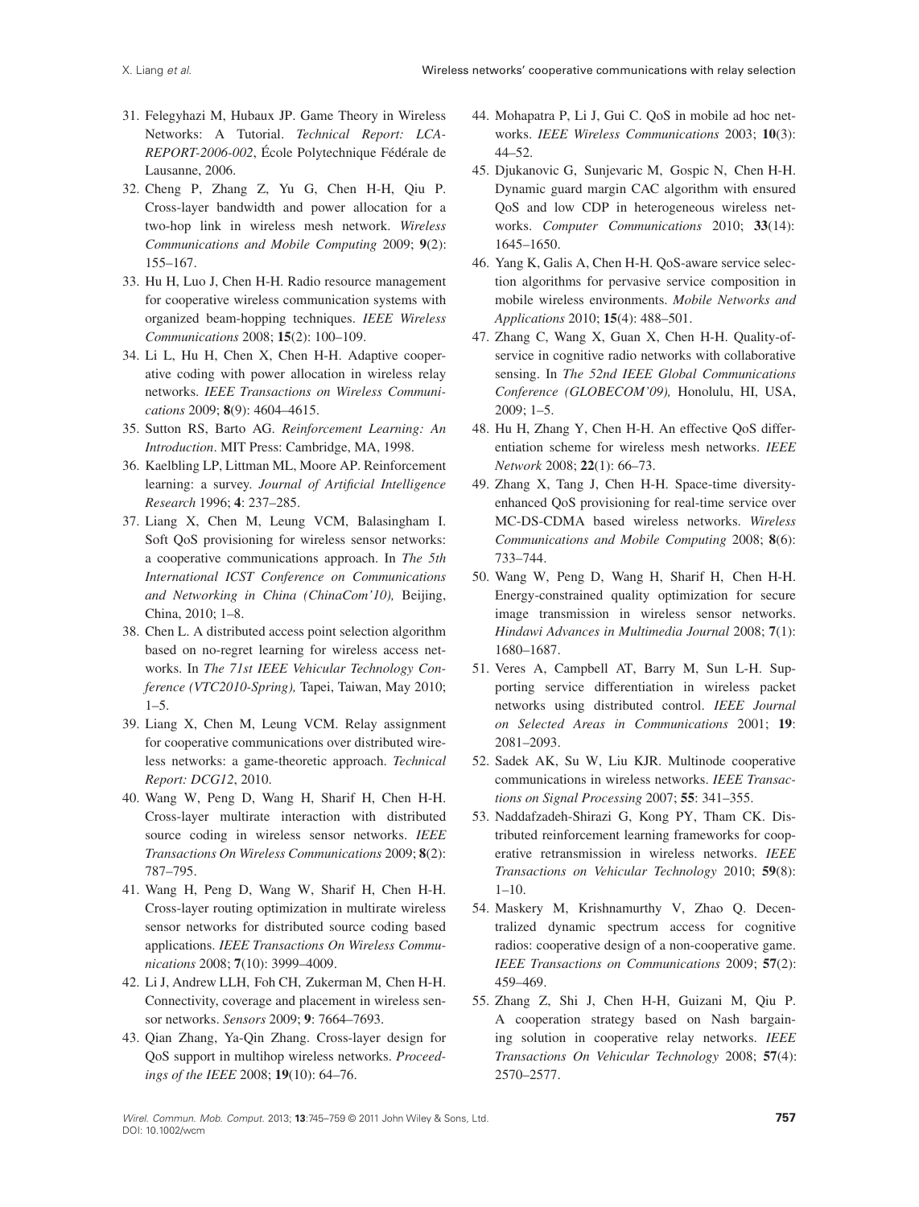31. Felegyhazi M, Hubaux JP. Game Theory in Wireless Networks: A Tutorial. *Technical Report: LCA-REPORT-2006-002*, École Polytechnique Fédérale de Lausanne, 2006.
32. Cheng P, Zhang Z, Yu G, Chen H-H, Qiu P. Cross-layer bandwidth and power allocation for a two-hop link in wireless mesh network. *Wireless Communications and Mobile Computing* 2009; **9**(2): 155–167.
33. Hu H, Luo J, Chen H-H. Radio resource management for cooperative wireless communication systems with organized beam-hopping techniques. *IEEE Wireless Communications* 2008; **15**(2): 100–109.
34. Li L, Hu H, Chen X, Chen H-H. Adaptive cooperative coding with power allocation in wireless relay networks. *IEEE Transactions on Wireless Communications* 2009; **8**(9): 4604–4615.
35. Sutton RS, Barto AG. *Reinforcement Learning: An Introduction*. MIT Press: Cambridge, MA, 1998.
36. Kaelbling LP, Littman ML, Moore AP. Reinforcement learning: a survey. *Journal of Artificial Intelligence Research* 1996; **4**: 237–285.
37. Liang X, Chen M, Leung VCM, Balasingham I. Soft QoS provisioning for wireless sensor networks: a cooperative communications approach. In *The 5th International ICST Conference on Communications and Networking in China (ChinaCom'10),* Beijing, China, 2010; 1–8.
38. Chen L. A distributed access point selection algorithm based on no-regret learning for wireless access networks. In *The 71st IEEE Vehicular Technology Conference (VTC2010-Spring),* Tapei, Taiwan, May 2010; 1–5.
39. Liang X, Chen M, Leung VCM. Relay assignment for cooperative communications over distributed wireless networks: a game-theoretic approach. *Technical Report: DCG12*, 2010.
40. Wang W, Peng D, Wang H, Sharif H, Chen H-H. Cross-layer multirate interaction with distributed source coding in wireless sensor networks. *IEEE Transactions On Wireless Communications* 2009; **8**(2): 787–795.
41. Wang H, Peng D, Wang W, Sharif H, Chen H-H. Cross-layer routing optimization in multirate wireless sensor networks for distributed source coding based applications. *IEEE Transactions On Wireless Communications* 2008; **7**(10): 3999–4009.
42. Li J, Andrew LLH, Foh CH, Zukerman M, Chen H-H. Connectivity, coverage and placement in wireless sensor networks. *Sensors* 2009; **9**: 7664–7693.
43. Qian Zhang, Ya-Qin Zhang. Cross-layer design for QoS support in multihop wireless networks. *Proceedings of the IEEE* 2008; **19**(10): 64–76.
44. Mohapatra P, Li J, Gui C. QoS in mobile ad hoc networks. *IEEE Wireless Communications* 2003; **10**(3): 44–52.
45. Djukanovic G, Sunjevaric M, Gospic N, Chen H-H. Dynamic guard margin CAC algorithm with ensured QoS and low CDP in heterogeneous wireless networks. *Computer Communications* 2010; **33**(14): 1645–1650.
46. Yang K, Galis A, Chen H-H. QoS-aware service selection algorithms for pervasive service composition in mobile wireless environments. *Mobile Networks and Applications* 2010; **15**(4): 488–501.
47. Zhang C, Wang X, Guan X, Chen H-H. Quality-of-service in cognitive radio networks with collaborative sensing. In *The 52nd IEEE Global Communications Conference (GLOBECOM'09),* Honolulu, HI, USA, 2009; 1–5.
48. Hu H, Zhang Y, Chen H-H. An effective QoS differentiation scheme for wireless mesh networks. *IEEE Network* 2008; **22**(1): 66–73.
49. Zhang X, Tang J, Chen H-H. Space-time diversity-enhanced QoS provisioning for real-time service over MC-DS-CDMA based wireless networks. *Wireless Communications and Mobile Computing* 2008; **8**(6): 733–744.
50. Wang W, Peng D, Wang H, Sharif H, Chen H-H. Energy-constrained quality optimization for secure image transmission in wireless sensor networks. *Hindawi Advances in Multimedia Journal* 2008; **7**(1): 1680–1687.
51. Veres A, Campbell AT, Barry M, Sun L-H. Supporting service differentiation in wireless packet networks using distributed control. *IEEE Journal on Selected Areas in Communications* 2001; **19**: 2081–2093.
52. Sadek AK, Su W, Liu KJR. Multinode cooperative communications in wireless networks. *IEEE Transactions on Signal Processing* 2007; **55**: 341–355.
53. Naddafzadeh-Shirazi G, Kong PY, Tham CK. Distributed reinforcement learning frameworks for cooperative retransmission in wireless networks. *IEEE Transactions on Vehicular Technology* 2010; **59**(8): 1–10.
54. Maskery M, Krishnamurthy V, Zhao Q. Decentralized dynamic spectrum access for cognitive radios: cooperative design of a non-cooperative game. *IEEE Transactions on Communications* 2009; **57**(2): 459–469.
55. Zhang Z, Shi J, Chen H-H, Guizani M, Qiu P. A cooperation strategy based on Nash bargaining solution in cooperative relay networks. *IEEE Transactions On Vehicular Technology* 2008; **57**(4): 2570–2577.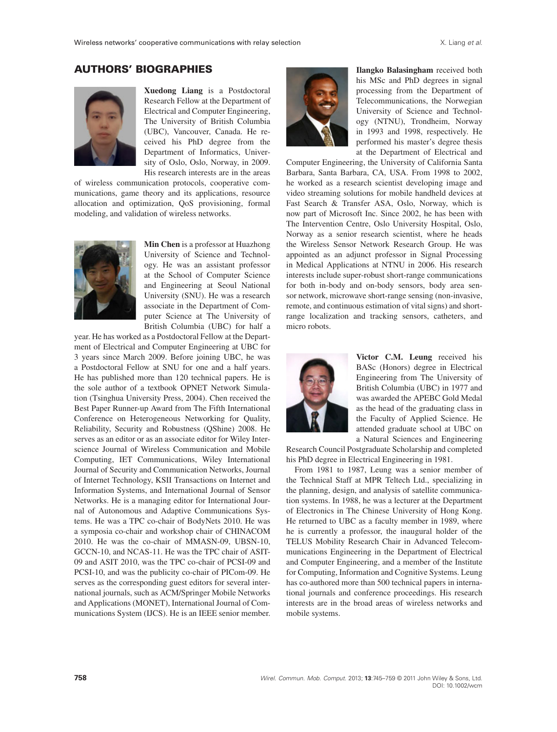## AUTHORS' BIOGRAPHIES

**Xuedong Liang** is a Postdoctoral Research Fellow at the Department of Electrical and Computer Engineering, The University of British Columbia (UBC), Vancouver, Canada. He received his PhD degree from the Department of Informatics, University of Oslo, Oslo, Norway, in 2009. His research interests are in the areas of wireless communication protocols, cooperative communications, game theory and its applications, resource allocation and optimization, QoS provisioning, formal modeling, and validation of wireless networks.

**Min Chen** is a professor at Huazhong University of Science and Technology. He was an assistant professor at the School of Computer Science and Engineering at Seoul National University (SNU). He was a research associate in the Department of Computer Science at The University of British Columbia (UBC) for half a year. He has worked as a Postdoctoral Fellow at the Department of Electrical and Computer Engineering at UBC for 3 years since March 2009. Before joining UBC, he was a Postdoctoral Fellow at SNU for one and a half years. He has published more than 120 technical papers. He is the sole author of a textbook OPNET Network Simulation (Tsinghua University Press, 2004). Chen received the Best Paper Runner-up Award from The Fifth International Conference on Heterogeneous Networking for Quality, Reliability, Security and Robustness (QShine) 2008. He serves as an editor or as an associate editor for Wiley Interscience Journal of Wireless Communication and Mobile Computing, IET Communications, Wiley International Journal of Security and Communication Networks, Journal of Internet Technology, KSII Transactions on Internet and Information Systems, and International Journal of Sensor Networks. He is a managing editor for International Journal of Autonomous and Adaptive Communications Systems. He was a TPC co-chair of BodyNets 2010. He was a symposia co-chair and workshop chair of CHINACOM 2010. He was the co-chair of MMASN-09, UBSN-10, GCCN-10, and NCAS-11. He was the TPC chair of ASIT-09 and ASIT 2010, was the TPC co-chair of PCSI-09 and PCSI-10, and was the publicity co-chair of PICom-09. He serves as the corresponding guest editors for several international journals, such as ACM/Springer Mobile Networks and Applications (MONET), International Journal of Communications System (IJCS). He is an IEEE senior member.

**Ilangko Balasingham** received both his MSc and PhD degrees in signal processing from the Department of Telecommunications, the Norwegian University of Science and Technology (NTNU), Trondheim, Norway in 1993 and 1998, respectively. He performed his master's degree thesis at the Department of Electrical and Computer Engineering, the University of California Santa Barbara, Santa Barbara, CA, USA. From 1998 to 2002, he worked as a research scientist developing image and video streaming solutions for mobile handheld devices at Fast Search & Transfer ASA, Oslo, Norway, which is now part of Microsoft Inc. Since 2002, he has been with The Intervention Centre, Oslo University Hospital, Oslo, Norway as a senior research scientist, where he heads the Wireless Sensor Network Research Group. He was appointed as an adjunct professor in Signal Processing in Medical Applications at NTNU in 2006. His research interests include super-robust short-range communications for both in-body and on-body sensors, body area sensor network, microwave short-range sensing (non-invasive, remote, and continuous estimation of vital signs) and short-range localization and tracking sensors, catheters, and micro robots.

**Victor C.M. Leung** received his BASc (Honors) degree in Electrical Engineering from The University of British Columbia (UBC) in 1977 and was awarded the APEBC Gold Medal as the head of the graduating class in the Faculty of Applied Science. He attended graduate school at UBC on a Natural Sciences and Engineering Research Council Postgraduate Scholarship and completed his PhD degree in Electrical Engineering in 1981.

From 1981 to 1987, Leung was a senior member of the Technical Staff at MPR Teltech Ltd., specializing in the planning, design, and analysis of satellite communication systems. In 1988, he was a lecturer at the Department of Electronics in The Chinese University of Hong Kong. He returned to UBC as a faculty member in 1989, where he is currently a professor, the inaugural holder of the TELUS Mobility Research Chair in Advanced Telecommunications Engineering in the Department of Electrical and Computer Engineering, and a member of the Institute for Computing, Information and Cognitive Systems. Leung has co-authored more than 500 technical papers in international journals and conference proceedings. His research interests are in the broad areas of wireless networks and mobile systems.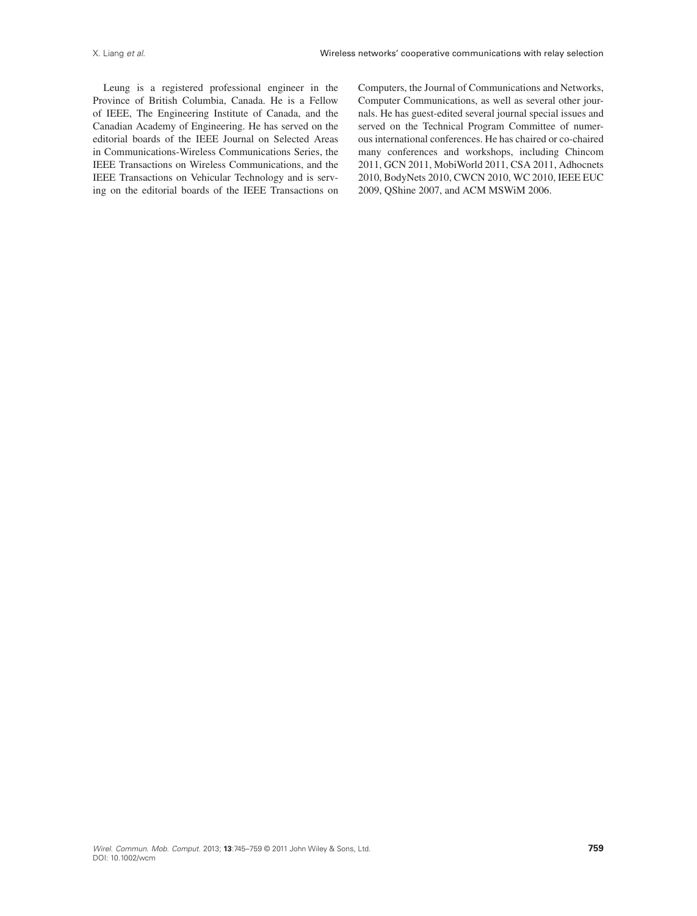Leung is a registered professional engineer in the Province of British Columbia, Canada. He is a Fellow of IEEE, The Engineering Institute of Canada, and the Canadian Academy of Engineering. He has served on the editorial boards of the IEEE Journal on Selected Areas in Communications-Wireless Communications Series, the IEEE Transactions on Wireless Communications, and the IEEE Transactions on Vehicular Technology and is serving on the editorial boards of the IEEE Transactions on Computers, the Journal of Communications and Networks, Computer Communications, as well as several other journals. He has guest-edited several journal special issues and served on the Technical Program Committee of numerous international conferences. He has chaired or co-chaired many conferences and workshops, including Chincom 2011, GCN 2011, MobiWorld 2011, CSA 2011, Adhocnets 2010, BodyNets 2010, CWCN 2010, WC 2010, IEEE EUC 2009, QShine 2007, and ACM MSWiM 2006.